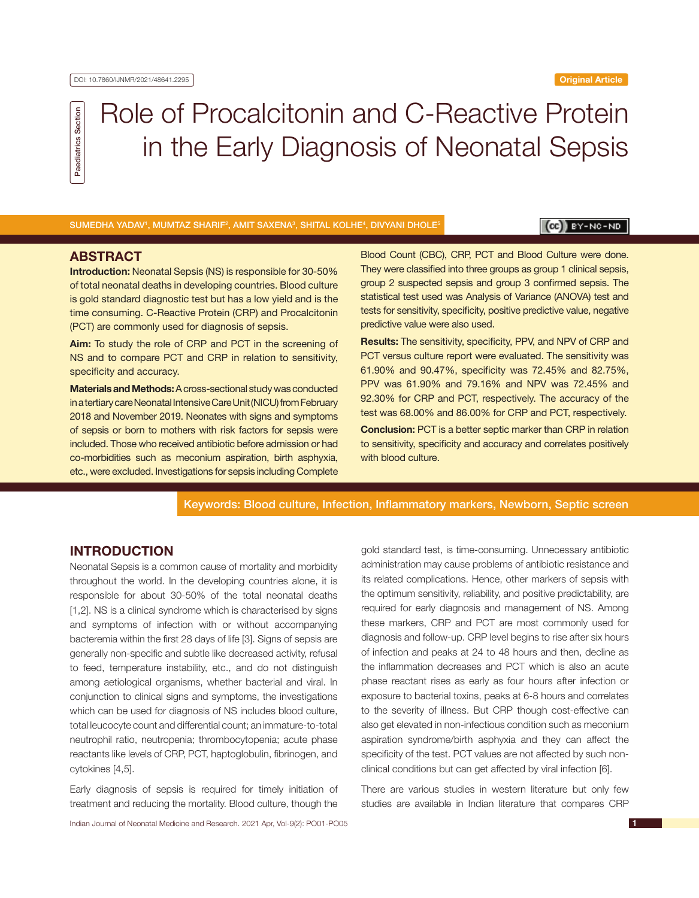DOI: 10.7860/IJNMR/2021/48641.2295

Original Article

Paediatrics Section

# Role of Procalcitonin and C-Reactive Protein in the Early Diagnosis of Neonatal Sepsis

SUMEDHA YADAV[1], MUMTAZ SHARIF[2], AMIT SAXENA[3], SHITAL KOLHE[4], DIVYANI DHOLE[5]

## ABSTRACT

**Introduction:** Neonatal Sepsis (NS) is responsible for 30-50% of total neonatal deaths in developing countries. Blood culture is gold standard diagnostic test but has a low yield and is the time consuming. C-Reactive Protein (CRP) and Procalcitonin (PCT) are commonly used for diagnosis of sepsis.

**Aim:** To study the role of CRP and PCT in the screening of NS and to compare PCT and CRP in relation to sensitivity, specificity and accuracy.

**Materials and Methods:** A cross-sectional study was conducted in a tertiary care Neonatal Intensive Care Unit (NICU) from February 2018 and November 2019. Neonates with signs and symptoms of sepsis or born to mothers with risk factors for sepsis were included. Those who received antibiotic before admission or had co-morbidities such as meconium aspiration, birth asphyxia, etc., were excluded. Investigations for sepsis including Complete Blood Count (CBC), CRP, PCT and Blood Culture were done. They were classified into three groups as group 1 clinical sepsis, group 2 suspected sepsis and group 3 confirmed sepsis. The statistical test used was Analysis of Variance (ANOVA) test and tests for sensitivity, specificity, positive predictive value, negative predictive value were also used.

**Results:** The sensitivity, specificity, PPV, and NPV of CRP and PCT versus culture report were evaluated. The sensitivity was 61.90% and 90.47%, specificity was 72.45% and 82.75%, PPV was 61.90% and 79.16% and NPV was 72.45% and 92.30% for CRP and PCT, respectively. The accuracy of the test was 68.00% and 86.00% for CRP and PCT, respectively.

**Conclusion:** PCT is a better septic marker than CRP in relation to sensitivity, specificity and accuracy and correlates positively with blood culture.

**Keywords:** Blood culture, Infection, Inflammatory markers, Newborn, Septic screen

## INTRODUCTION

Neonatal Sepsis is a common cause of mortality and morbidity throughout the world. In the developing countries alone, it is responsible for about 30-50% of the total neonatal deaths [1,2]. NS is a clinical syndrome which is characterised by signs and symptoms of infection with or without accompanying bacteremia within the first 28 days of life [3]. Signs of sepsis are generally non-specific and subtle like decreased activity, refusal to feed, temperature instability, etc., and do not distinguish among aetiological organisms, whether bacterial and viral. In conjunction to clinical signs and symptoms, the investigations which can be used for diagnosis of NS includes blood culture, total leucocyte count and differential count; an immature-to-total neutrophil ratio, neutropenia; thrombocytopenia; acute phase reactants like levels of CRP, PCT, haptoglobulin, fibrinogen, and cytokines [4,5].

Early diagnosis of sepsis is required for timely initiation of treatment and reducing the mortality. Blood culture, though the gold standard test, is time-consuming. Unnecessary antibiotic administration may cause problems of antibiotic resistance and its related complications. Hence, other markers of sepsis with the optimum sensitivity, reliability, and positive predictability, are required for early diagnosis and management of NS. Among these markers, CRP and PCT are most commonly used for diagnosis and follow-up. CRP level begins to rise after six hours of infection and peaks at 24 to 48 hours and then, decline as the inflammation decreases and PCT which is also an acute phase reactant rises as early as four hours after infection or exposure to bacterial toxins, peaks at 6-8 hours and correlates to the severity of illness. But CRP though cost-effective can also get elevated in non-infectious condition such as meconium aspiration syndrome/birth asphyxia and they can affect the specificity of the test. PCT values are not affected by such non-clinical conditions but can get affected by viral infection [6].

There are various studies in western literature but only few studies are available in Indian literature that compares CRP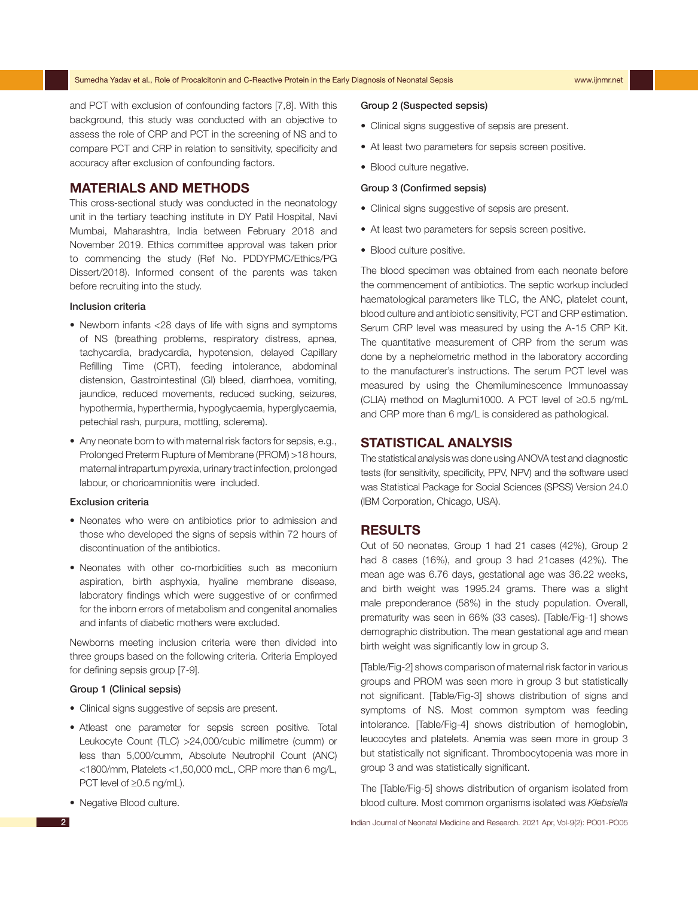and PCT with exclusion of confounding factors [7,8]. With this background, this study was conducted with an objective to assess the role of CRP and PCT in the screening of NS and to compare PCT and CRP in relation to sensitivity, specificity and accuracy after exclusion of confounding factors.

## MATERIALS AND METHODS

This cross-sectional study was conducted in the neonatology unit in the tertiary teaching institute in DY Patil Hospital, Navi Mumbai, Maharashtra, India between February 2018 and November 2019. Ethics committee approval was taken prior to commencing the study (Ref No. PDDYPMC/Ethics/PG Dissert/2018). Informed consent of the parents was taken before recruiting into the study.

### Inclusion criteria

- Newborn infants <28 days of life with signs and symptoms of NS (breathing problems, respiratory distress, apnea, tachycardia, bradycardia, hypotension, delayed Capillary Refilling Time (CRT), feeding intolerance, abdominal distension, Gastrointestinal (GI) bleed, diarrhoea, vomiting, jaundice, reduced movements, reduced sucking, seizures, hypothermia, hyperthermia, hypoglycaemia, hyperglycaemia, petechial rash, purpura, mottling, sclerema).
- Any neonate born to with maternal risk factors for sepsis, e.g., Prolonged Preterm Rupture of Membrane (PROM) >18 hours, maternal intrapartum pyrexia, urinary tract infection, prolonged labour, or chorioamnionitis were included.

### Exclusion criteria

- Neonates who were on antibiotics prior to admission and those who developed the signs of sepsis within 72 hours of discontinuation of the antibiotics.
- Neonates with other co-morbidities such as meconium aspiration, birth asphyxia, hyaline membrane disease, laboratory findings which were suggestive of or confirmed for the inborn errors of metabolism and congenital anomalies and infants of diabetic mothers were excluded.

Newborns meeting inclusion criteria were then divided into three groups based on the following criteria. Criteria Employed for defining sepsis group [7-9].

### Group 1 (Clinical sepsis)

- Clinical signs suggestive of sepsis are present.
- Atleast one parameter for sepsis screen positive. Total Leukocyte Count (TLC) >24,000/cubic millimetre (cumm) or less than 5,000/cumm, Absolute Neutrophil Count (ANC) <1800/mm, Platelets <1,50,000 mcL, CRP more than 6 mg/L, PCT level of ≥0.5 ng/mL).
- Negative Blood culture.

### Group 2 (Suspected sepsis)

- Clinical signs suggestive of sepsis are present.
- At least two parameters for sepsis screen positive.
- Blood culture negative.

### Group 3 (Confirmed sepsis)

- Clinical signs suggestive of sepsis are present.
- At least two parameters for sepsis screen positive.
- Blood culture positive.

The blood specimen was obtained from each neonate before the commencement of antibiotics. The septic workup included haematological parameters like TLC, the ANC, platelet count, blood culture and antibiotic sensitivity, PCT and CRP estimation. Serum CRP level was measured by using the A-15 CRP Kit. The quantitative measurement of CRP from the serum was done by a nephelometric method in the laboratory according to the manufacturer's instructions. The serum PCT level was measured by using the Chemiluminescence Immunoassay (CLIA) method on Maglumi1000. A PCT level of ≥0.5 ng/mL and CRP more than 6 mg/L is considered as pathological.

## STATISTICAL ANALYSIS

The statistical analysis was done using ANOVA test and diagnostic tests (for sensitivity, specificity, PPV, NPV) and the software used was Statistical Package for Social Sciences (SPSS) Version 24.0 (IBM Corporation, Chicago, USA).

## RESULTS

Out of 50 neonates, Group 1 had 21 cases (42%), Group 2 had 8 cases (16%), and group 3 had 21cases (42%). The mean age was 6.76 days, gestational age was 36.22 weeks, and birth weight was 1995.24 grams. There was a slight male preponderance (58%) in the study population. Overall, prematurity was seen in 66% (33 cases). [Table/Fig-1] shows demographic distribution. The mean gestational age and mean birth weight was significantly low in group 3.

[Table/Fig-2] shows comparison of maternal risk factor in various groups and PROM was seen more in group 3 but statistically not significant. [Table/Fig-3] shows distribution of signs and symptoms of NS. Most common symptom was feeding intolerance. [Table/Fig-4] shows distribution of hemoglobin, leucocytes and platelets. Anemia was seen more in group 3 but statistically not significant. Thrombocytopenia was more in group 3 and was statistically significant.

The [Table/Fig-5] shows distribution of organism isolated from blood culture. Most common organisms isolated was *Klebsiella*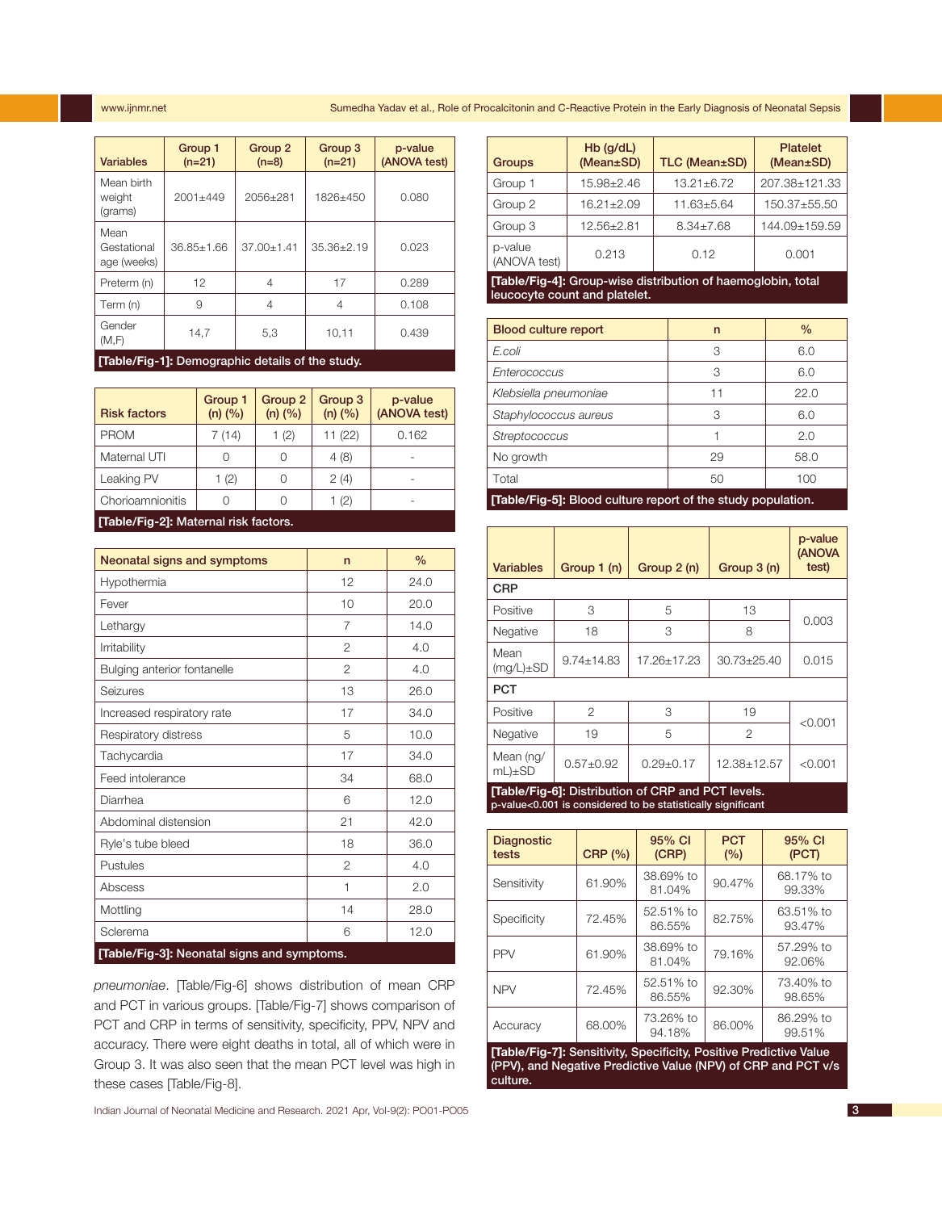| Variables | Group 1 (n=21) | Group 2 (n=8) | Group 3 (n=21) | p-value (ANOVA test) |
|---|---|---|---|---|
| Mean birth weight (grams) | 2001±449 | 2056±281 | 1826±450 | 0.080 |
| Mean Gestational age (weeks) | 36.85±1.66 | 37.00±1.41 | 35.36±2.19 | 0.023 |
| Preterm (n) | 12 | 4 | 17 | 0.289 |
| Term (n) | 9 | 4 | 4 | 0.108 |
| Gender (M,F) | 14,7 | 5,3 | 10,11 | 0.439 |

**[Table/Fig-1]: Demographic details of the study.**

| Risk factors | Group 1 (n) (%) | Group 2 (n) (%) | Group 3 (n) (%) | p-value (ANOVA test) |
|---|---|---|---|---|
| PROM | 7 (14) | 1 (2) | 11 (22) | 0.162 |
| Maternal UTI | 0 | 0 | 4 (8) | - |
| Leaking PV | 1 (2) | 0 | 2 (4) | - |
| Chorioamnionitis | 0 | 0 | 1 (2) | - |

**[Table/Fig-2]: Maternal risk factors.**

| Neonatal signs and symptoms | n | % |
|---|---|---|
| Hypothermia | 12 | 24.0 |
| Fever | 10 | 20.0 |
| Lethargy | 7 | 14.0 |
| Irritability | 2 | 4.0 |
| Bulging anterior fontanelle | 2 | 4.0 |
| Seizures | 13 | 26.0 |
| Increased respiratory rate | 17 | 34.0 |
| Respiratory distress | 5 | 10.0 |
| Tachycardia | 17 | 34.0 |
| Feed intolerance | 34 | 68.0 |
| Diarrhea | 6 | 12.0 |
| Abdominal distension | 21 | 42.0 |
| Ryle's tube bleed | 18 | 36.0 |
| Pustules | 2 | 4.0 |
| Abscess | 1 | 2.0 |
| Mottling | 14 | 28.0 |
| Sclerema | 6 | 12.0 |

**[Table/Fig-3]: Neonatal signs and symptoms.**

*pneumoniae*. [Table/Fig-6] shows distribution of mean CRP and PCT in various groups. [Table/Fig-7] shows comparison of PCT and CRP in terms of sensitivity, specificity, PPV, NPV and accuracy. There were eight deaths in total, all of which were in Group 3. It was also seen that the mean PCT level was high in these cases [Table/Fig-8].

| Groups | Hb (g/dL) (Mean±SD) | TLC (Mean±SD) | Platelet (Mean±SD) |
|---|---|---|---|
| Group 1 | 15.98±2.46 | 13.21±6.72 | 207.38±121.33 |
| Group 2 | 16.21±2.09 | 11.63±5.64 | 150.37±55.50 |
| Group 3 | 12.56±2.81 | 8.34±7.68 | 144.09±159.59 |
| p-value (ANOVA test) | 0.213 | 0.12 | 0.001 |

**[Table/Fig-4]: Group-wise distribution of haemoglobin, total leucocyte count and platelet.**

| Blood culture report | n | % |
|---|---|---|
| *E.coli* | 3 | 6.0 |
| *Enterococcus* | 3 | 6.0 |
| *Klebsiella pneumoniae* | 11 | 22.0 |
| *Staphylococcus aureus* | 3 | 6.0 |
| *Streptococcus* | 1 | 2.0 |
| No growth | 29 | 58.0 |
| Total | 50 | 100 |

**[Table/Fig-5]: Blood culture report of the study population.**

| Variables | Group 1 (n) | Group 2 (n) | Group 3 (n) | p-value (ANOVA test) |
|---|---|---|---|---|
| **CRP** | | | | |
| Positive | 3 | 5 | 13 | 0.003 |
| Negative | 18 | 3 | 8 | |
| Mean (mg/L)±SD | 9.74±14.83 | 17.26±17.23 | 30.73±25.40 | 0.015 |
| **PCT** | | | | |
| Positive | 2 | 3 | 19 | <0.001 |
| Negative | 19 | 5 | 2 | |
| Mean (ng/mL)±SD | 0.57±0.92 | 0.29±0.17 | 12.38±12.57 | <0.001 |

**[Table/Fig-6]: Distribution of CRP and PCT levels.**
p-value<0.001 is considered to be statistically significant

| Diagnostic tests | CRP (%) | 95% CI (CRP) | PCT (%) | 95% CI (PCT) |
|---|---|---|---|---|
| Sensitivity | 61.90% | 38.69% to 81.04% | 90.47% | 68.17% to 99.33% |
| Specificity | 72.45% | 52.51% to 86.55% | 82.75% | 63.51% to 93.47% |
| PPV | 61.90% | 38.69% to 81.04% | 79.16% | 57.29% to 92.06% |
| NPV | 72.45% | 52.51% to 86.55% | 92.30% | 73.40% to 98.65% |
| Accuracy | 68.00% | 73.26% to 94.18% | 86.00% | 86.29% to 99.51% |

**[Table/Fig-7]: Sensitivity, Specificity, Positive Predictive Value (PPV), and Negative Predictive Value (NPV) of CRP and PCT v/s culture.**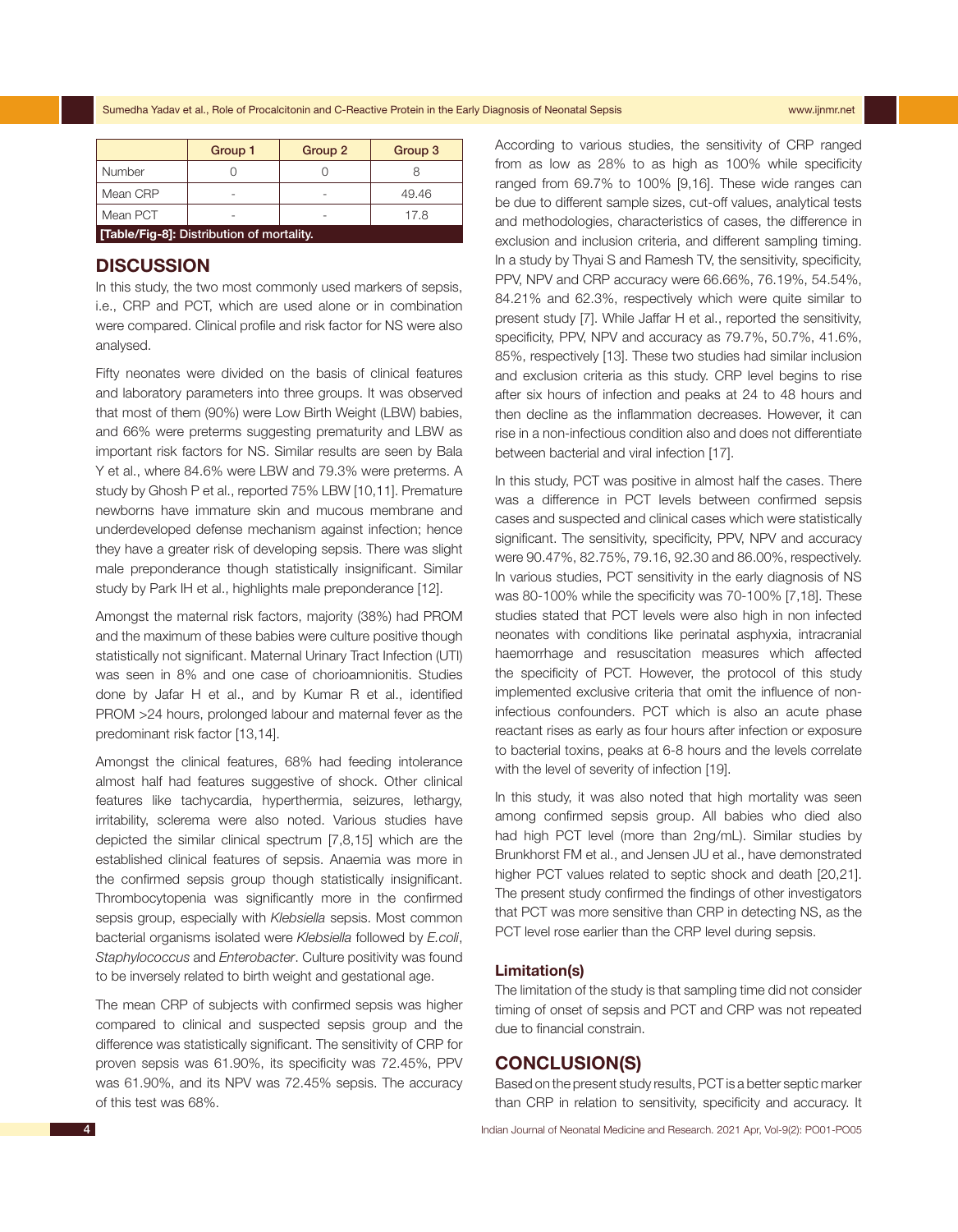| | Group 1 | Group 2 | Group 3 |
|---|---|---|---|
| Number | 0 | 0 | 8 |
| Mean CRP | - | - | 49.46 |
| Mean PCT | - | - | 17.8 |

**[Table/Fig-8]: Distribution of mortality.**

## DISCUSSION

In this study, the two most commonly used markers of sepsis, i.e., CRP and PCT, which are used alone or in combination were compared. Clinical profile and risk factor for NS were also analysed.

Fifty neonates were divided on the basis of clinical features and laboratory parameters into three groups. It was observed that most of them (90%) were Low Birth Weight (LBW) babies, and 66% were preterms suggesting prematurity and LBW as important risk factors for NS. Similar results are seen by Bala Y et al., where 84.6% were LBW and 79.3% were preterms. A study by Ghosh P et al., reported 75% LBW [10,11]. Premature newborns have immature skin and mucous membrane and underdeveloped defense mechanism against infection; hence they have a greater risk of developing sepsis. There was slight male preponderance though statistically insignificant. Similar study by Park IH et al., highlights male preponderance [12].

Amongst the maternal risk factors, majority (38%) had PROM and the maximum of these babies were culture positive though statistically not significant. Maternal Urinary Tract Infection (UTI) was seen in 8% and one case of chorioamnionitis. Studies done by Jafar H et al., and by Kumar R et al., identified PROM >24 hours, prolonged labour and maternal fever as the predominant risk factor [13,14].

Amongst the clinical features, 68% had feeding intolerance almost half had features suggestive of shock. Other clinical features like tachycardia, hyperthermia, seizures, lethargy, irritability, sclerema were also noted. Various studies have depicted the similar clinical spectrum [7,8,15] which are the established clinical features of sepsis. Anaemia was more in the confirmed sepsis group though statistically insignificant. Thrombocytopenia was significantly more in the confirmed sepsis group, especially with *Klebsiella* sepsis. Most common bacterial organisms isolated were *Klebsiella* followed by *E.coli*, *Staphylococcus* and *Enterobacter*. Culture positivity was found to be inversely related to birth weight and gestational age.

The mean CRP of subjects with confirmed sepsis was higher compared to clinical and suspected sepsis group and the difference was statistically significant. The sensitivity of CRP for proven sepsis was 61.90%, its specificity was 72.45%, PPV was 61.90%, and its NPV was 72.45% sepsis. The accuracy of this test was 68%.

According to various studies, the sensitivity of CRP ranged from as low as 28% to as high as 100% while specificity ranged from 69.7% to 100% [9,16]. These wide ranges can be due to different sample sizes, cut-off values, analytical tests and methodologies, characteristics of cases, the difference in exclusion and inclusion criteria, and different sampling timing. In a study by Thyai S and Ramesh TV, the sensitivity, specificity, PPV, NPV and CRP accuracy were 66.66%, 76.19%, 54.54%, 84.21% and 62.3%, respectively which were quite similar to present study [7]. While Jaffar H et al., reported the sensitivity, specificity, PPV, NPV and accuracy as 79.7%, 50.7%, 41.6%, 85%, respectively [13]. These two studies had similar inclusion and exclusion criteria as this study. CRP level begins to rise after six hours of infection and peaks at 24 to 48 hours and then decline as the inflammation decreases. However, it can rise in a non-infectious condition also and does not differentiate between bacterial and viral infection [17].

In this study, PCT was positive in almost half the cases. There was a difference in PCT levels between confirmed sepsis cases and suspected and clinical cases which were statistically significant. The sensitivity, specificity, PPV, NPV and accuracy were 90.47%, 82.75%, 79.16, 92.30 and 86.00%, respectively. In various studies, PCT sensitivity in the early diagnosis of NS was 80-100% while the specificity was 70-100% [7,18]. These studies stated that PCT levels were also high in non infected neonates with conditions like perinatal asphyxia, intracranial haemorrhage and resuscitation measures which affected the specificity of PCT. However, the protocol of this study implemented exclusive criteria that omit the influence of non-infectious confounders. PCT which is also an acute phase reactant rises as early as four hours after infection or exposure to bacterial toxins, peaks at 6-8 hours and the levels correlate with the level of severity of infection [19].

In this study, it was also noted that high mortality was seen among confirmed sepsis group. All babies who died also had high PCT level (more than 2ng/mL). Similar studies by Brunkhorst FM et al., and Jensen JU et al., have demonstrated higher PCT values related to septic shock and death [20,21]. The present study confirmed the findings of other investigators that PCT was more sensitive than CRP in detecting NS, as the PCT level rose earlier than the CRP level during sepsis.

### Limitation(s)

The limitation of the study is that sampling time did not consider timing of onset of sepsis and PCT and CRP was not repeated due to financial constrain.

## CONCLUSION(S)

Based on the present study results, PCT is a better septic marker than CRP in relation to sensitivity, specificity and accuracy. It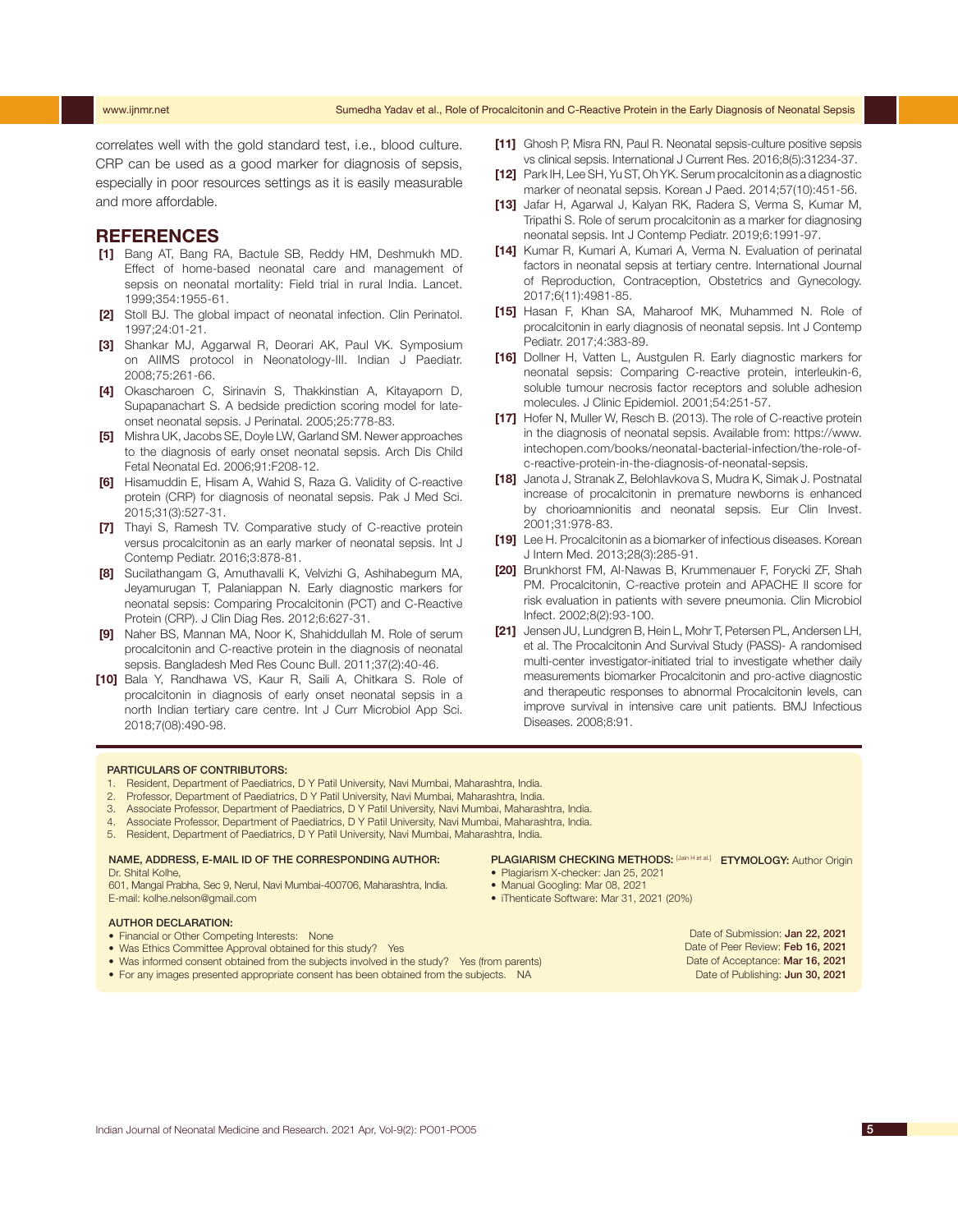correlates well with the gold standard test, i.e., blood culture. CRP can be used as a good marker for diagnosis of sepsis, especially in poor resources settings as it is easily measurable and more affordable.

## REFERENCES

[1] Bang AT, Bang RA, Bactule SB, Reddy HM, Deshmukh MD. Effect of home-based neonatal care and management of sepsis on neonatal mortality: Field trial in rural India. Lancet. 1999;354:1955-61.

[2] Stoll BJ. The global impact of neonatal infection. Clin Perinatol. 1997;24:01-21.

[3] Shankar MJ, Aggarwal R, Deorari AK, Paul VK. Symposium on AIIMS protocol in Neonatology-III. Indian J Paediatr. 2008;75:261-66.

[4] Okascharoen C, Sirinavin S, Thakkinstian A, Kitayaporn D, Supapanachart S. A bedside prediction scoring model for late-onset neonatal sepsis. J Perinatal. 2005;25:778-83.

[5] Mishra UK, Jacobs SE, Doyle LW, Garland SM. Newer approaches to the diagnosis of early onset neonatal sepsis. Arch Dis Child Fetal Neonatal Ed. 2006;91:F208-12.

[6] Hisamuddin E, Hisam A, Wahid S, Raza G. Validity of C-reactive protein (CRP) for diagnosis of neonatal sepsis. Pak J Med Sci. 2015;31(3):527-31.

[7] Thayi S, Ramesh TV. Comparative study of C-reactive protein versus procalcitonin as an early marker of neonatal sepsis. Int J Contemp Pediatr. 2016;3:878-81.

[8] Sucilathangam G, Amuthavalli K, Velvizhi G, Ashihabegum MA, Jeyamurugan T, Palaniappan N. Early diagnostic markers for neonatal sepsis: Comparing Procalcitonin (PCT) and C-Reactive Protein (CRP). J Clin Diag Res. 2012;6:627-31.

[9] Naher BS, Mannan MA, Noor K, Shahiddullah M. Role of serum procalcitonin and C-reactive protein in the diagnosis of neonatal sepsis. Bangladesh Med Res Counc Bull. 2011;37(2):40-46.

[10] Bala Y, Randhawa VS, Kaur R, Saili A, Chitkara S. Role of procalcitonin in diagnosis of early onset neonatal sepsis in a north Indian tertiary care centre. Int J Curr Microbiol App Sci. 2018;7(08):490-98.

[11] Ghosh P, Misra RN, Paul R. Neonatal sepsis-culture positive sepsis vs clinical sepsis. International J Current Res. 2016;8(5):31234-37.

[12] Park IH, Lee SH, Yu ST, Oh YK. Serum procalcitonin as a diagnostic marker of neonatal sepsis. Korean J Paed. 2014;57(10):451-56.

[13] Jafar H, Agarwal J, Kalyan RK, Radera S, Verma S, Kumar M, Tripathi S. Role of serum procalcitonin as a marker for diagnosing neonatal sepsis. Int J Contemp Pediatr. 2019;6:1991-97.

[14] Kumar R, Kumari A, Kumari A, Verma N. Evaluation of perinatal factors in neonatal sepsis at tertiary centre. International Journal of Reproduction, Contraception, Obstetrics and Gynecology. 2017;6(11):4981-85.

[15] Hasan F, Khan SA, Maharoof MK, Muhammed N. Role of procalcitonin in early diagnosis of neonatal sepsis. Int J Contemp Pediatr. 2017;4:383-89.

[16] Dollner H, Vatten L, Austgulen R. Early diagnostic markers for neonatal sepsis: Comparing C-reactive protein, interleukin-6, soluble tumour necrosis factor receptors and soluble adhesion molecules. J Clinic Epidemiol. 2001;54:251-57.

[17] Hofer N, Muller W, Resch B. (2013). The role of C-reactive protein in the diagnosis of neonatal sepsis. Available from: https://www.intechopen.com/books/neonatal-bacterial-infection/the-role-of-c-reactive-protein-in-the-diagnosis-of-neonatal-sepsis.

[18] Janota J, Stranak Z, Belohlavkova S, Mudra K, Simak J. Postnatal increase of procalcitonin in premature newborns is enhanced by chorioamnionitis and neonatal sepsis. Eur Clin Invest. 2001;31:978-83.

[19] Lee H. Procalcitonin as a biomarker of infectious diseases. Korean J Intern Med. 2013;28(3):285-91.

[20] Brunkhorst FM, Al-Nawas B, Krummenauer F, Forycki ZF, Shah PM. Procalcitonin, C-reactive protein and APACHE II score for risk evaluation in patients with severe pneumonia. Clin Microbiol Infect. 2002;8(2):93-100.

[21] Jensen JU, Lundgren B, Hein L, Mohr T, Petersen PL, Andersen LH, et al. The Procalcitonin And Survival Study (PASS)- A randomised multi-center investigator-initiated trial to investigate whether daily measurements biomarker Procalcitonin and pro-active diagnostic and therapeutic responses to abnormal Procalcitonin levels, can improve survival in intensive care unit patients. BMJ Infectious Diseases. 2008;8:91.

**PARTICULARS OF CONTRIBUTORS:**

1. Resident, Department of Paediatrics, D Y Patil University, Navi Mumbai, Maharashtra, India.
2. Professor, Department of Paediatrics, D Y Patil University, Navi Mumbai, Maharashtra, India.
3. Associate Professor, Department of Paediatrics, D Y Patil University, Navi Mumbai, Maharashtra, India.
4. Associate Professor, Department of Paediatrics, D Y Patil University, Navi Mumbai, Maharashtra, India.
5. Resident, Department of Paediatrics, D Y Patil University, Navi Mumbai, Maharashtra, India.

**NAME, ADDRESS, E-MAIL ID OF THE CORRESPONDING AUTHOR:**
Dr. Shital Kolhe,
601, Mangal Prabha, Sec 9, Nerul, Navi Mumbai-400706, Maharashtra, India.
E-mail: kolhe.nelson@gmail.com

**PLAGIARISM CHECKING METHODS:** [Jain H et al.]

- Plagiarism X-checker: Jan 25, 2021
- Manual Googling: Mar 08, 2021
- iThenticate Software: Mar 31, 2021 (20%)

**ETYMOLOGY:** Author Origin

**AUTHOR DECLARATION:**

- Financial or Other Competing Interests: None
- Was Ethics Committee Approval obtained for this study? Yes
- Was informed consent obtained from the subjects involved in the study? Yes (from parents)
- For any images presented appropriate consent has been obtained from the subjects. NA

Date of Submission: **Jan 22, 2021**
Date of Peer Review: **Feb 16, 2021**
Date of Acceptance: **Mar 16, 2021**
Date of Publishing: **Jun 30, 2021**